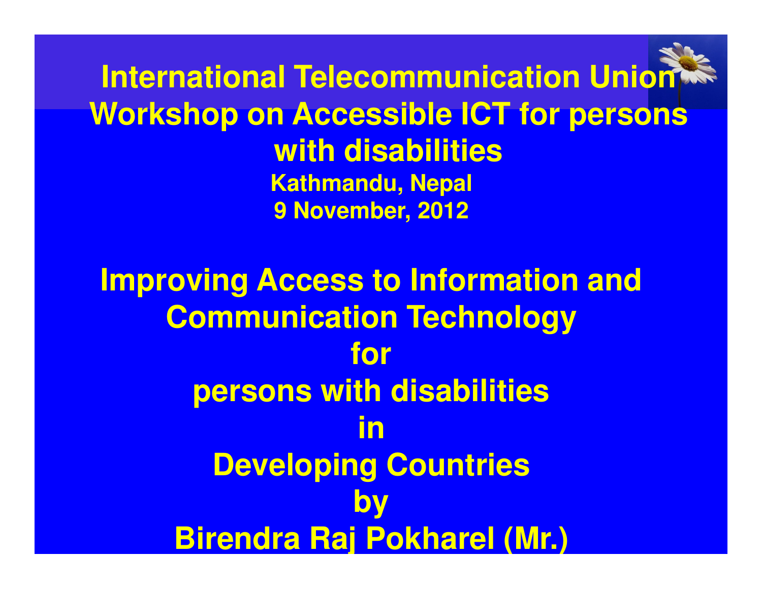# International Telecommunication Union Workshop on Accessible ICT for persons with disabilities

**Kathmandu, Nepal**

**9 November, 2012**

## Improving Access to Information and Communication Technology for persons with disabilities in Developing Countries

**by**

**Birendra Raj Pokharel (Mr.)**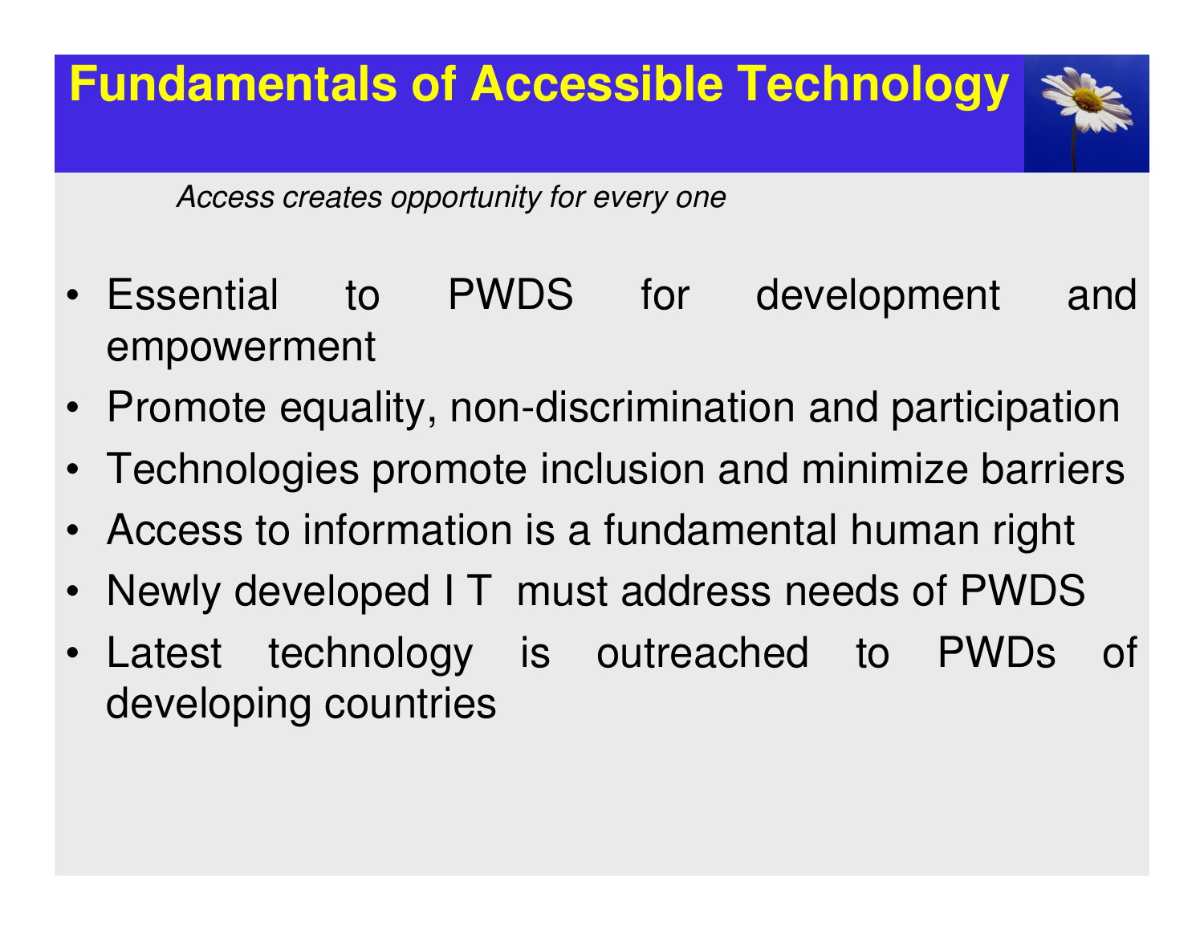# Fundamentals of Accessible Technology

*Access creates opportunity for every one*

- Essential to PWDS for development and empowerment
- Promote equality, non-discrimination and participation
- Technologies promote inclusion and minimize barriers
- Access to information is a fundamental human right
- Newly developed I T must address needs of PWDS
- Latest technology is outreached to PWDs of developing countries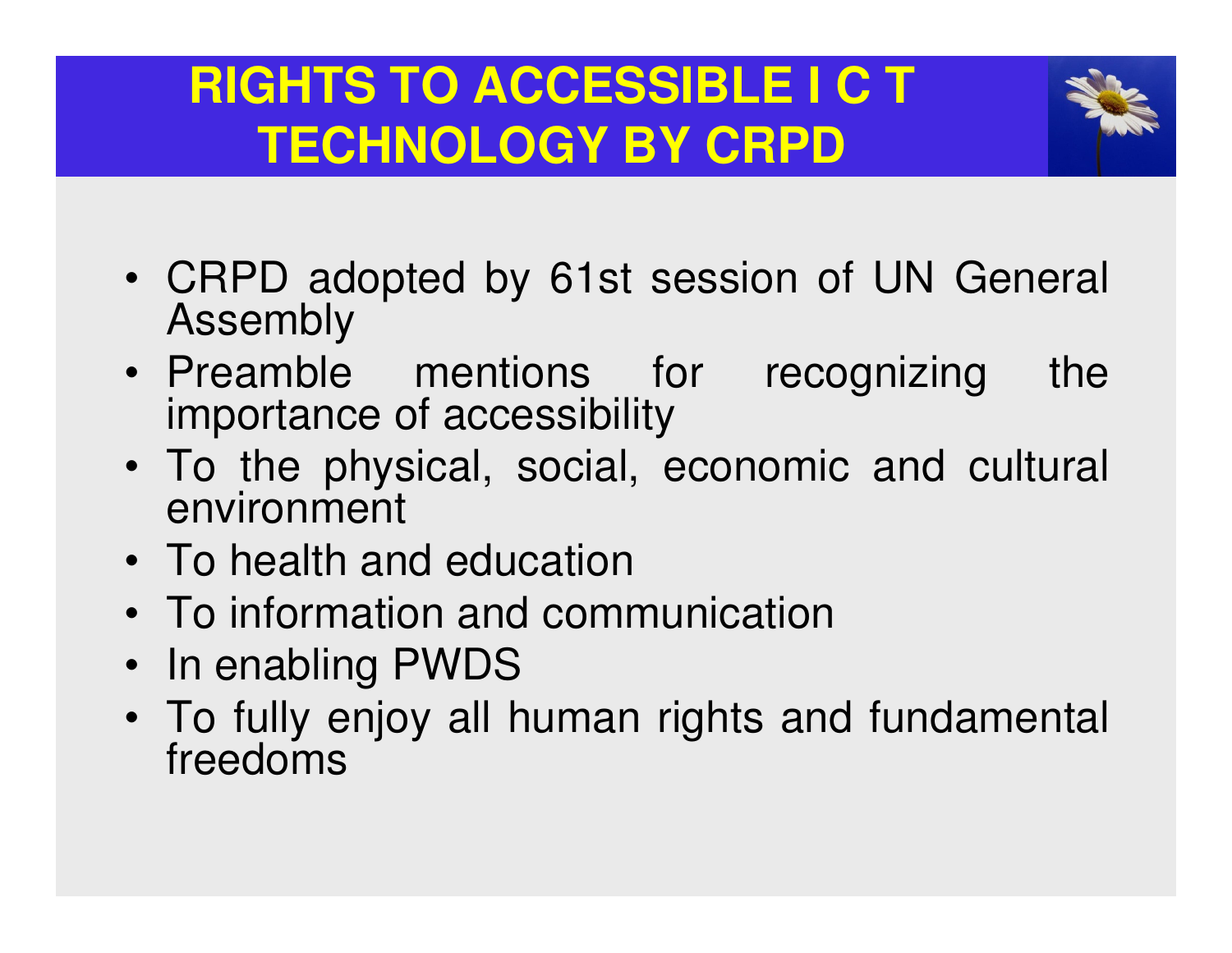# RIGHTS TO ACCESSIBLE I C T TECHNOLOGY BY CRPD

- CRPD adopted by 61st session of UN General Assembly
- Preamble mentions for recognizing the importance of accessibility
- To the physical, social, economic and cultural environment
- To health and education
- To information and communication
- In enabling PWDS
- To fully enjoy all human rights and fundamental freedoms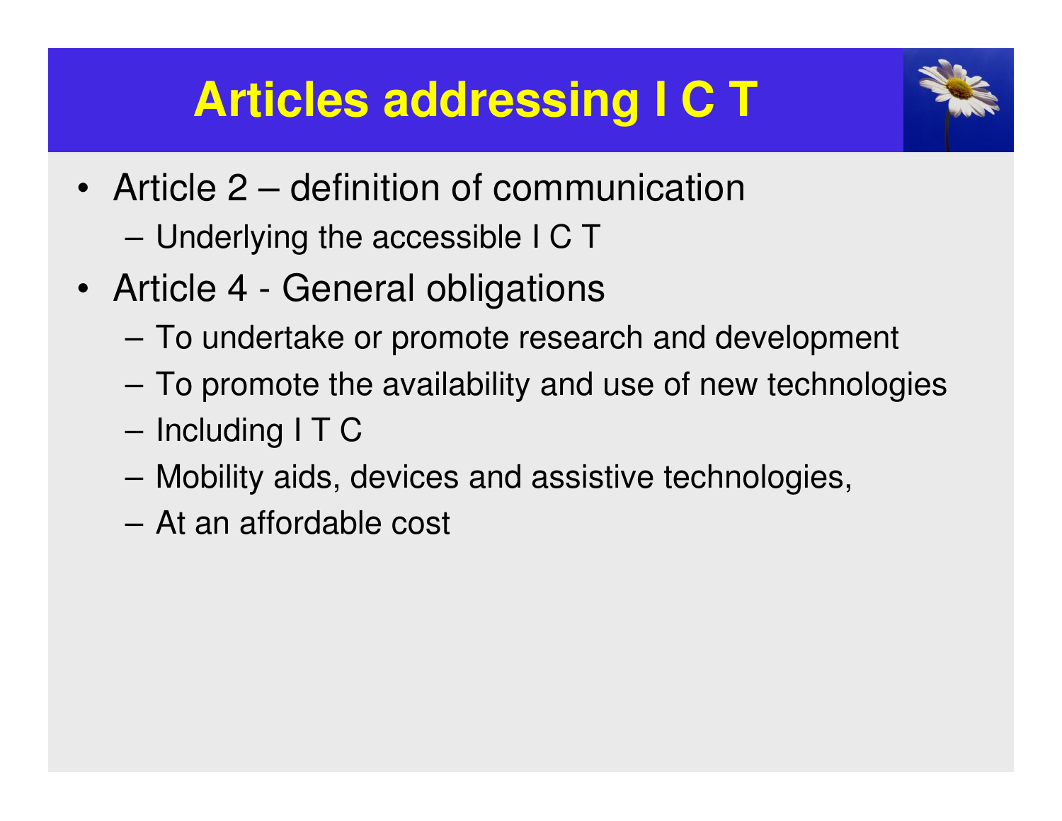# Articles addressing I C T

- Article 2 – definition of communication
  - Underlying the accessible I C T
- Article 4 - General obligations
  - To undertake or promote research and development
  - To promote the availability and use of new technologies
  - Including I T C
  - Mobility aids, devices and assistive technologies,
  - At an affordable cost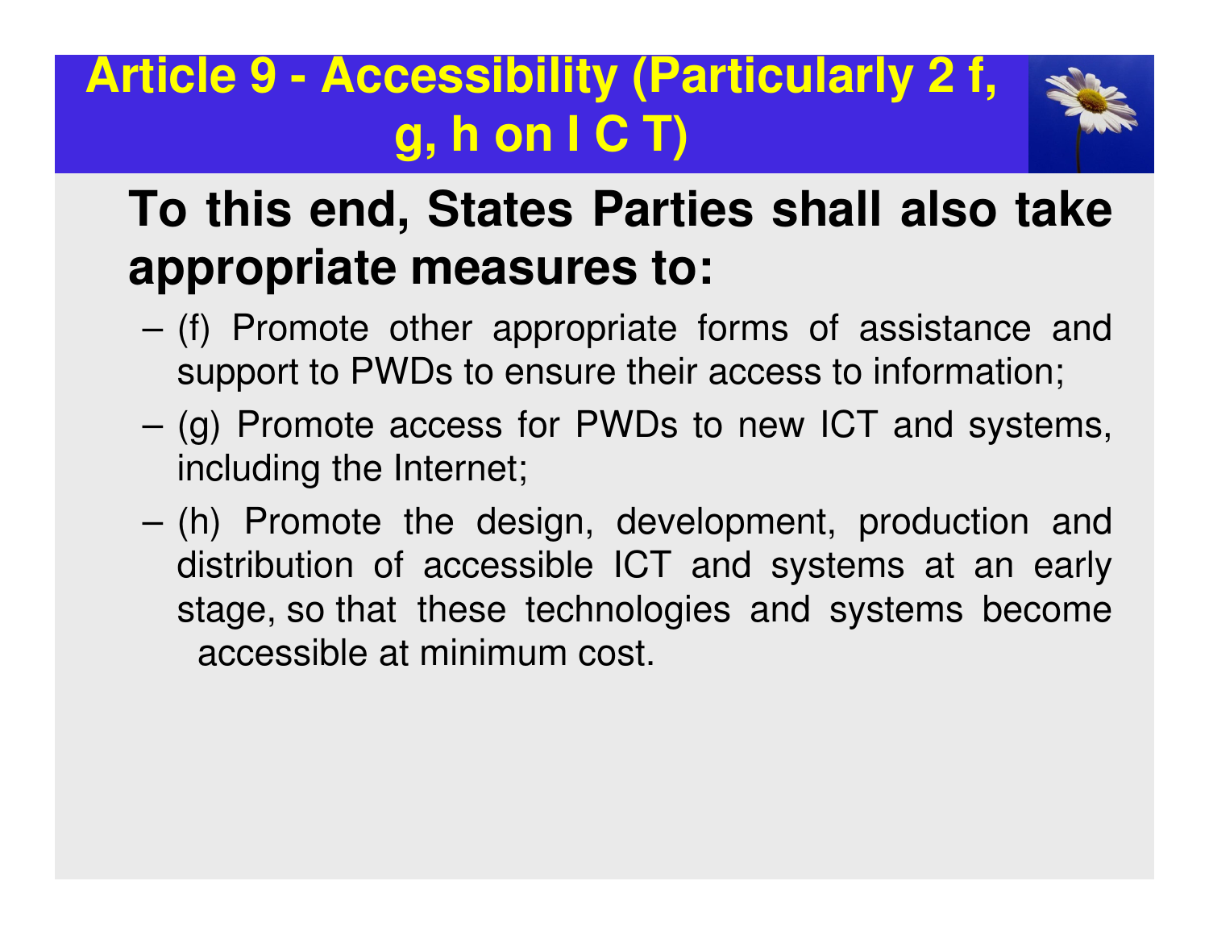# Article 9 - Accessibility (Particularly 2 f, g, h on I C T)

**To this end, States Parties shall also take appropriate measures to:**

- (f) Promote other appropriate forms of assistance and support to PWDs to ensure their access to information;
- (g) Promote access for PWDs to new ICT and systems, including the Internet;
- (h) Promote the design, development, production and distribution of accessible ICT and systems at an early stage, so that these technologies and systems become accessible at minimum cost.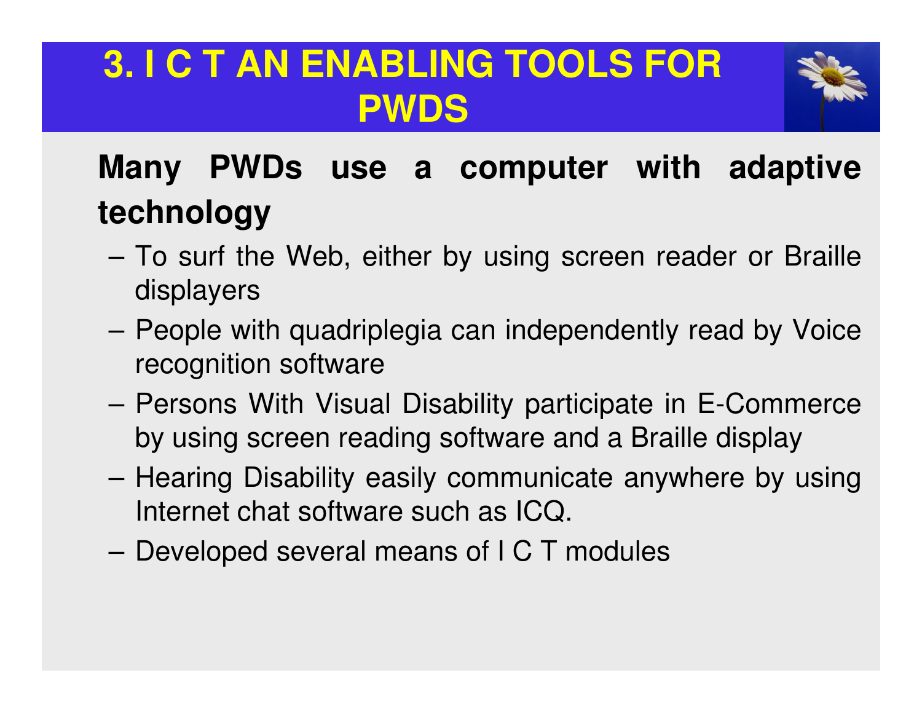# 3. I C T AN ENABLING TOOLS FOR PWDS

**Many PWDs use a computer with adaptive technology**

- To surf the Web, either by using screen reader or Braille displayers
- People with quadriplegia can independently read by Voice recognition software
- Persons With Visual Disability participate in E-Commerce by using screen reading software and a Braille display
- Hearing Disability easily communicate anywhere by using Internet chat software such as ICQ.
- Developed several means of I C T modules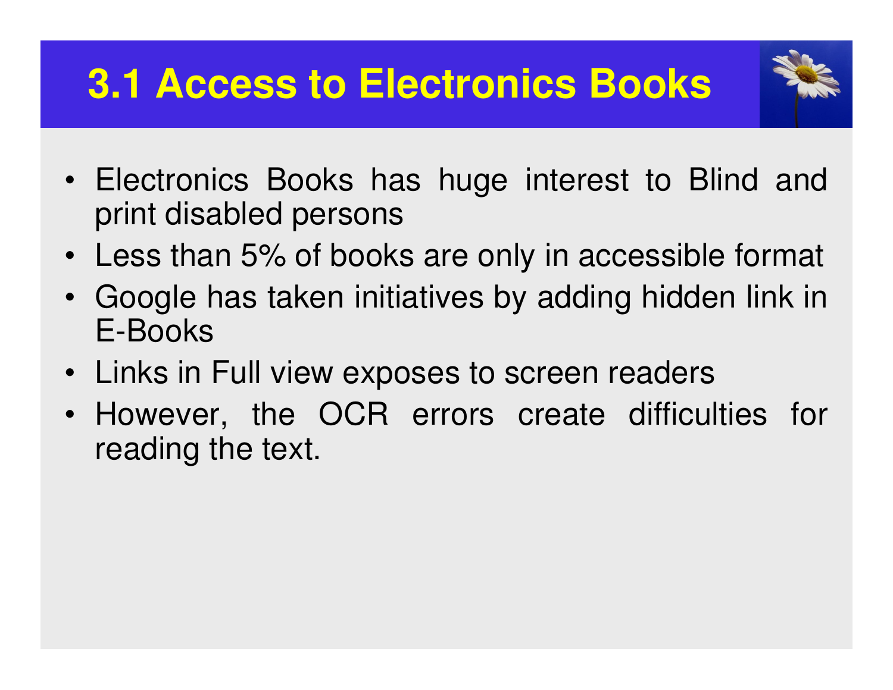# 3.1 Access to Electronics Books

- Electronics Books has huge interest to Blind and print disabled persons
- Less than 5% of books are only in accessible format
- Google has taken initiatives by adding hidden link in E-Books
- Links in Full view exposes to screen readers
- However, the OCR errors create difficulties for reading the text.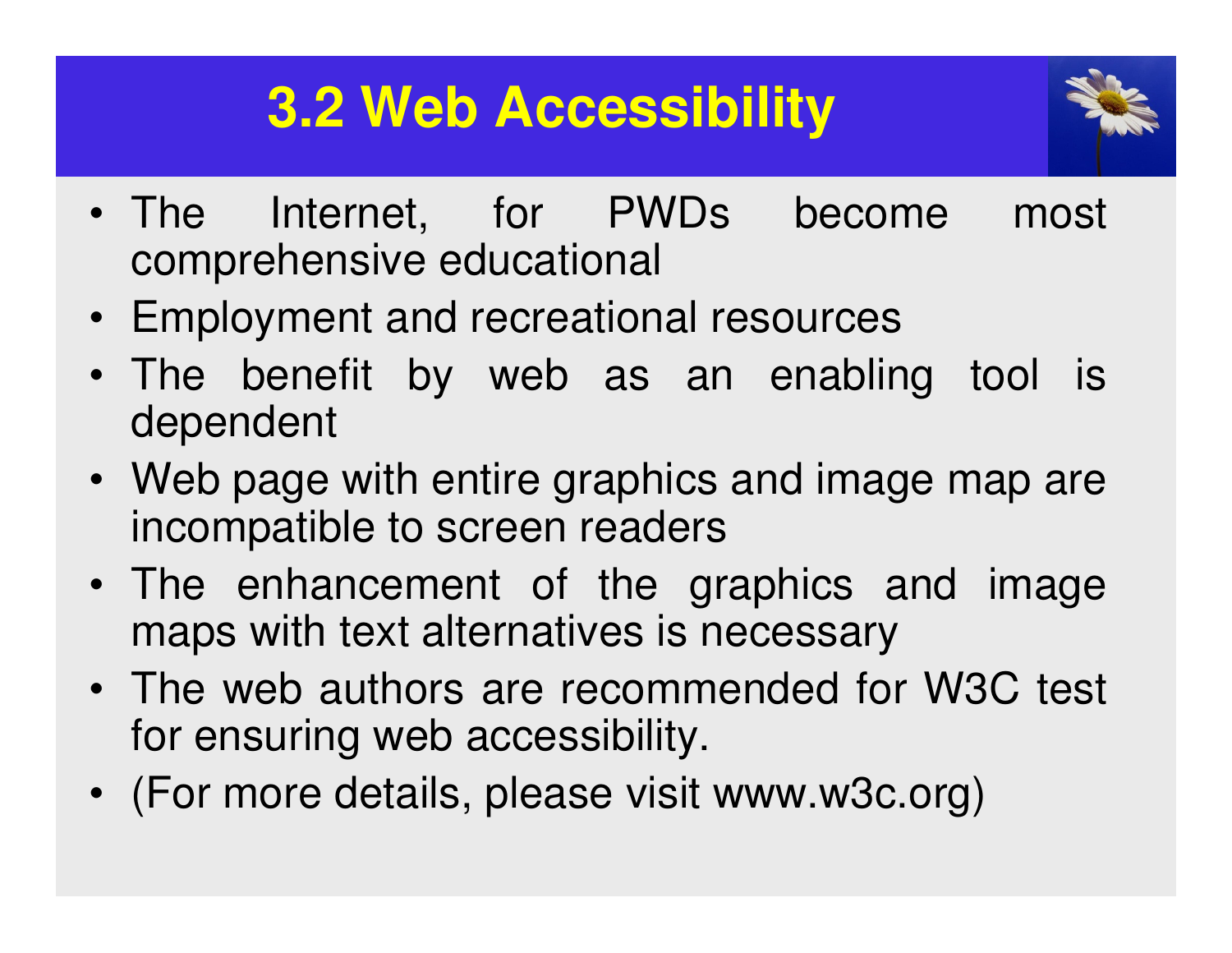# 3.2 Web Accessibility

- The Internet, for PWDs become most comprehensive educational
- Employment and recreational resources
- The benefit by web as an enabling tool is dependent
- Web page with entire graphics and image map are incompatible to screen readers
- The enhancement of the graphics and image maps with text alternatives is necessary
- The web authors are recommended for W3C test for ensuring web accessibility.
- (For more details, please visit www.w3c.org)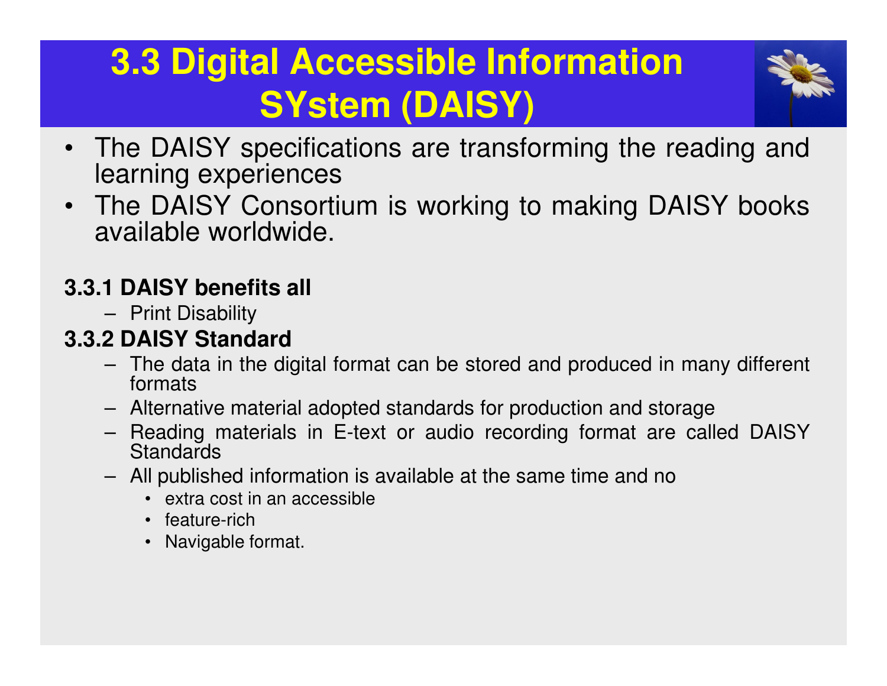# 3.3 Digital Accessible Information SYstem (DAISY)

- The DAISY specifications are transforming the reading and learning experiences
- The DAISY Consortium is working to making DAISY books available worldwide.

### 3.3.1 DAISY benefits all

- Print Disability

### 3.3.2 DAISY Standard

- The data in the digital format can be stored and produced in many different formats
- Alternative material adopted standards for production and storage
- Reading materials in E-text or audio recording format are called DAISY Standards
- All published information is available at the same time and no
  - extra cost in an accessible
  - feature-rich
  - Navigable format.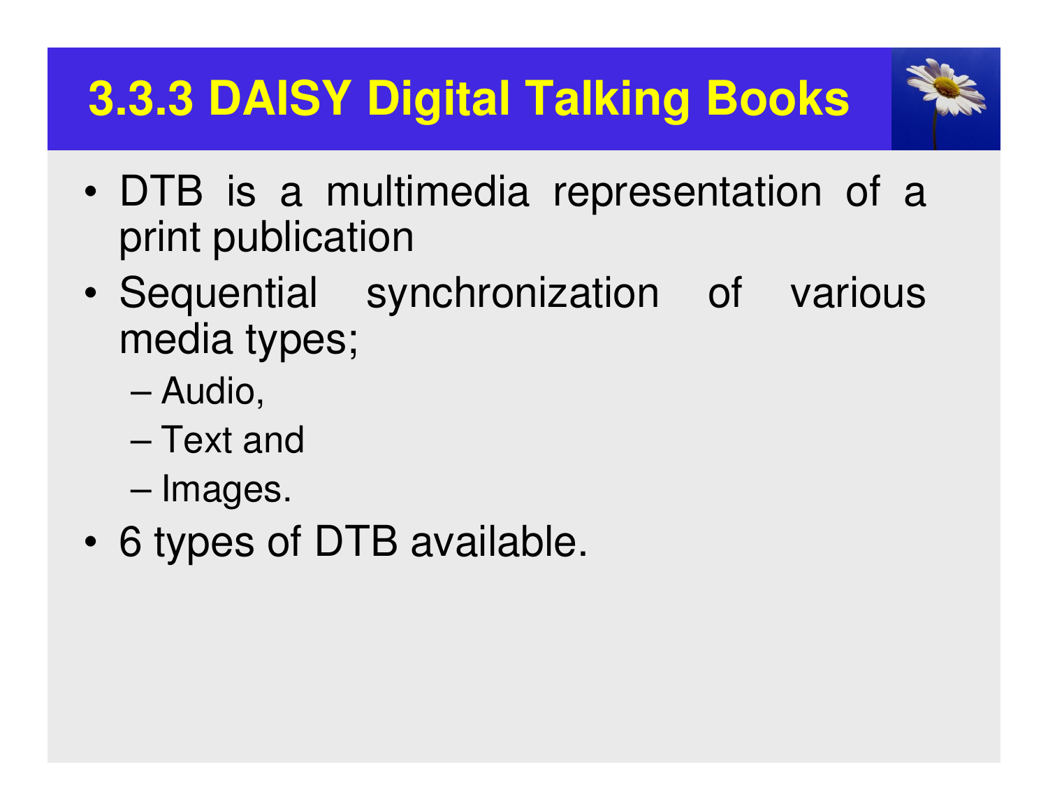# 3.3.3 DAISY Digital Talking Books

- DTB is a multimedia representation of a print publication
- Sequential synchronization of various media types;
  - Audio,
  - Text and
  - Images.
- 6 types of DTB available.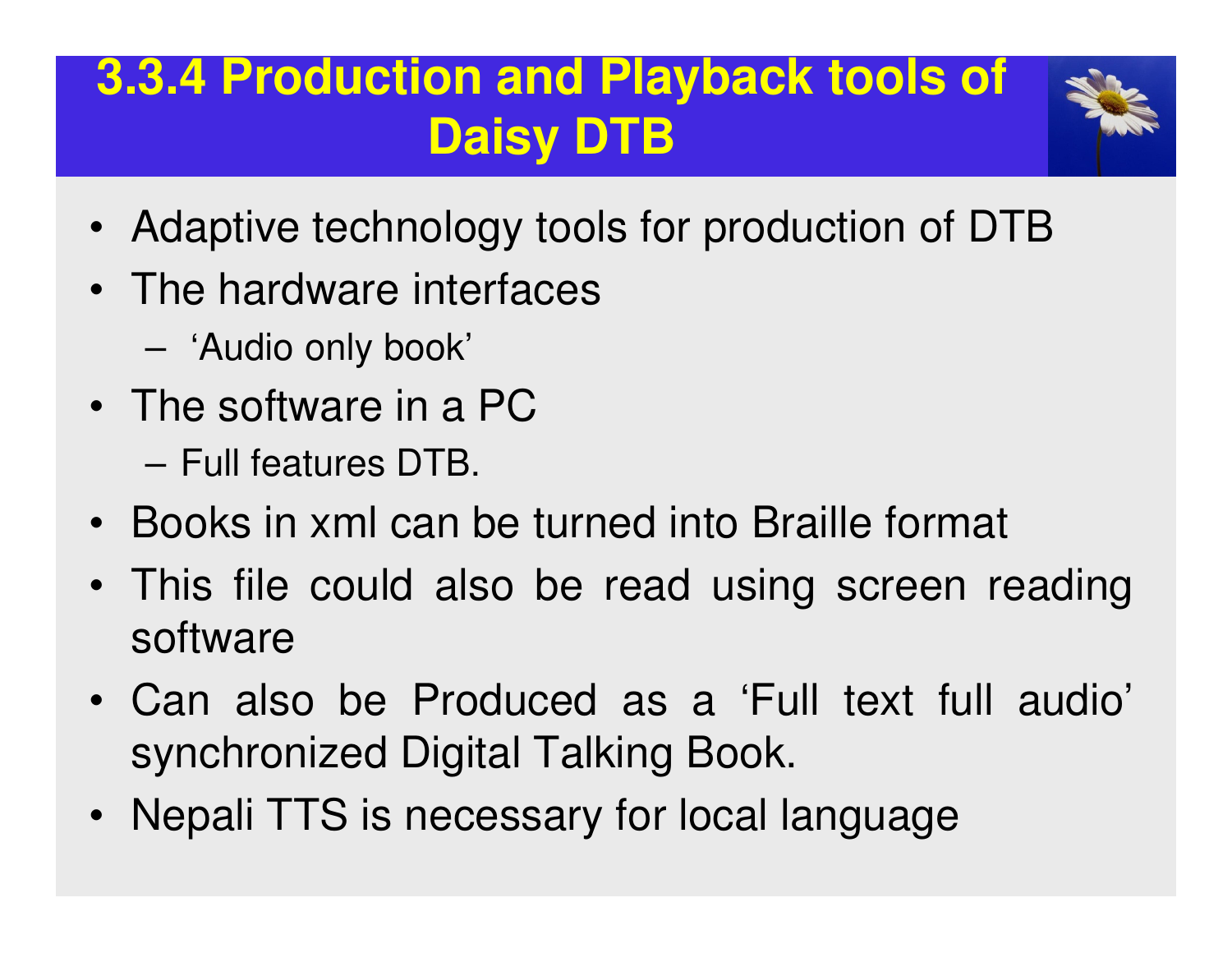# 3.3.4 Production and Playback tools of Daisy DTB

- Adaptive technology tools for production of DTB
- The hardware interfaces
  - 'Audio only book'
- The software in a PC
  - Full features DTB.
- Books in xml can be turned into Braille format
- This file could also be read using screen reading software
- Can also be Produced as a 'Full text full audio' synchronized Digital Talking Book.
- Nepali TTS is necessary for local language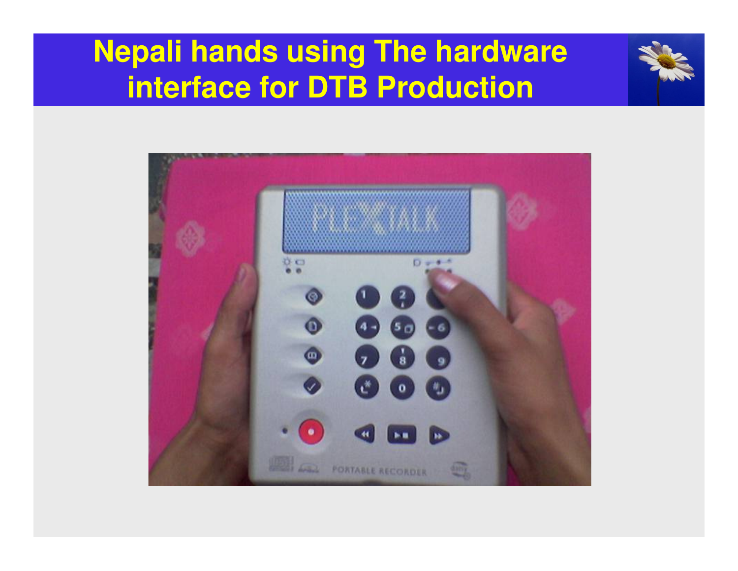# Nepali hands using The hardware interface for DTB Production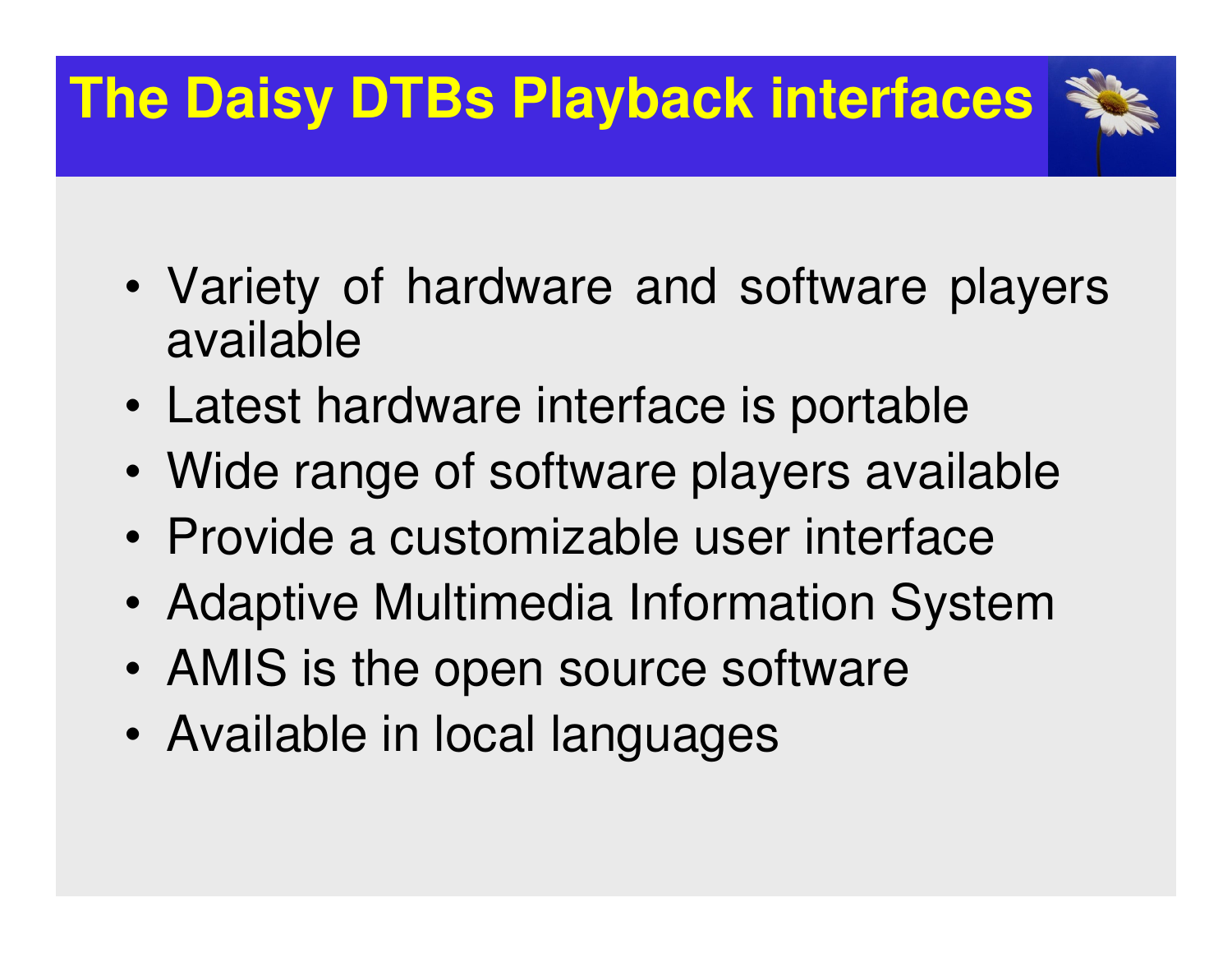# The Daisy DTBs Playback interfaces

- Variety of hardware and software players available
- Latest hardware interface is portable
- Wide range of software players available
- Provide a customizable user interface
- Adaptive Multimedia Information System
- AMIS is the open source software
- Available in local languages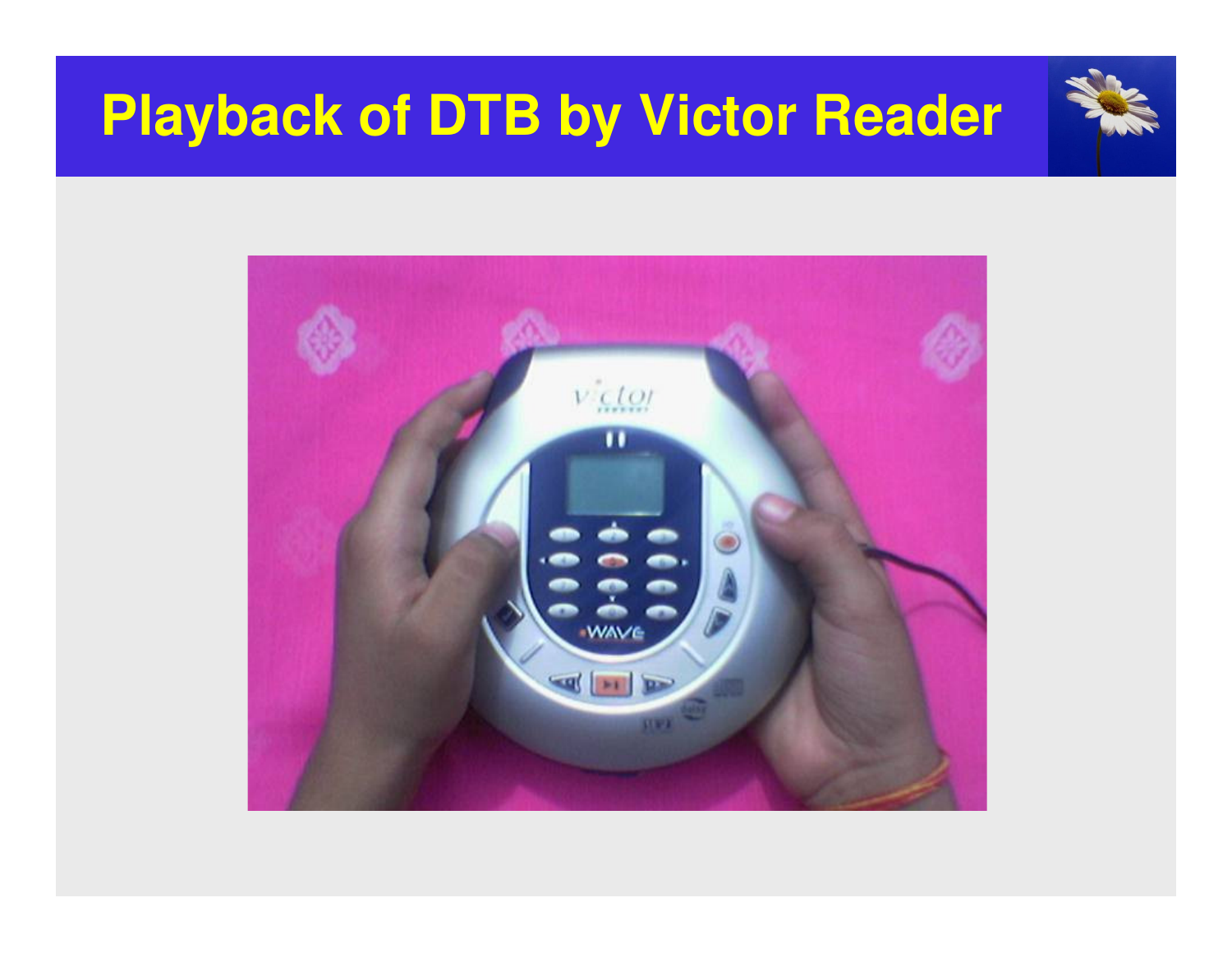# Playback of DTB by Victor Reader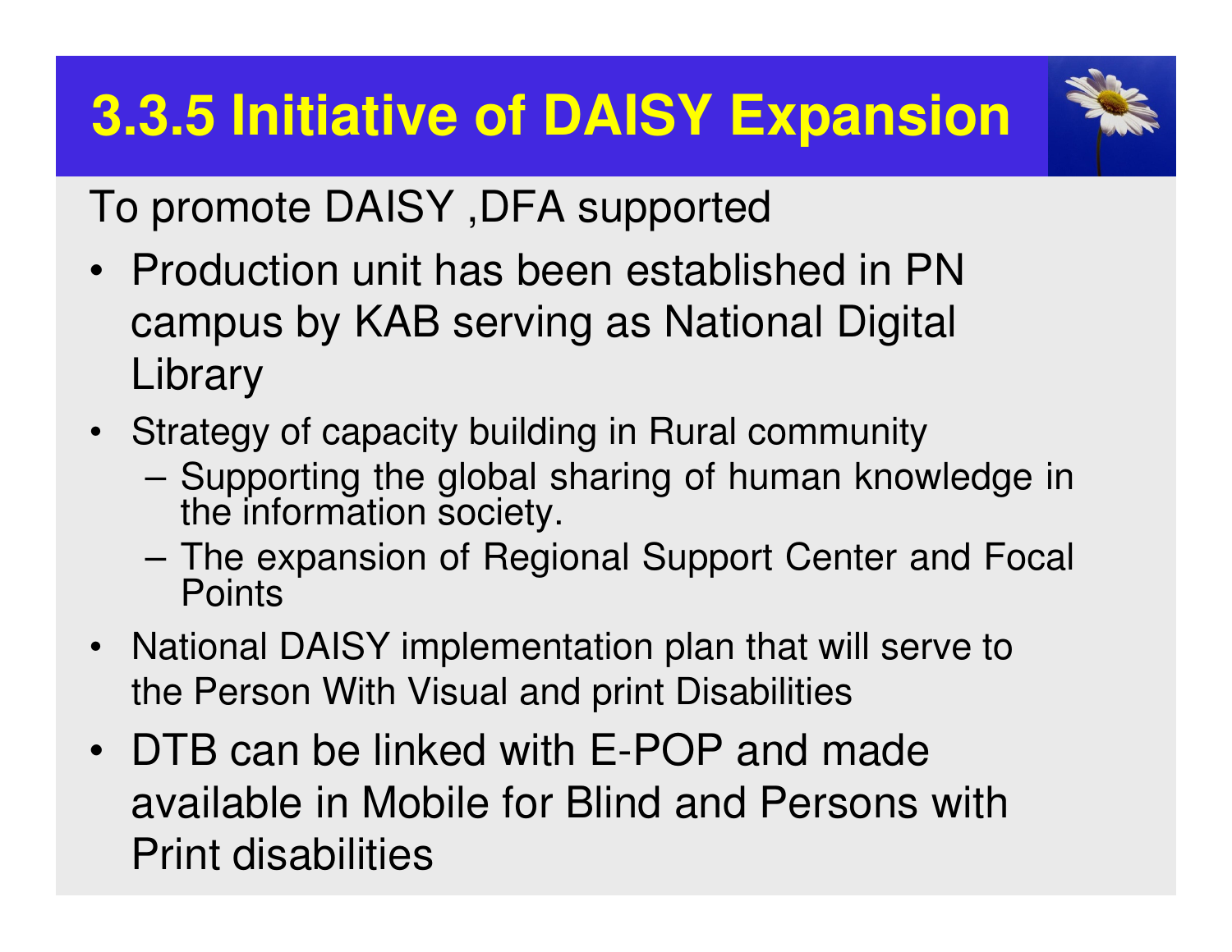# 3.3.5 Initiative of DAISY Expansion

To promote DAISY ,DFA supported

- Production unit has been established in PN campus by KAB serving as National Digital Library
- Strategy of capacity building in Rural community
  - Supporting the global sharing of human knowledge in the information society.
  - The expansion of Regional Support Center and Focal Points
- National DAISY implementation plan that will serve to the Person With Visual and print Disabilities
- DTB can be linked with E-POP and made available in Mobile for Blind and Persons with Print disabilities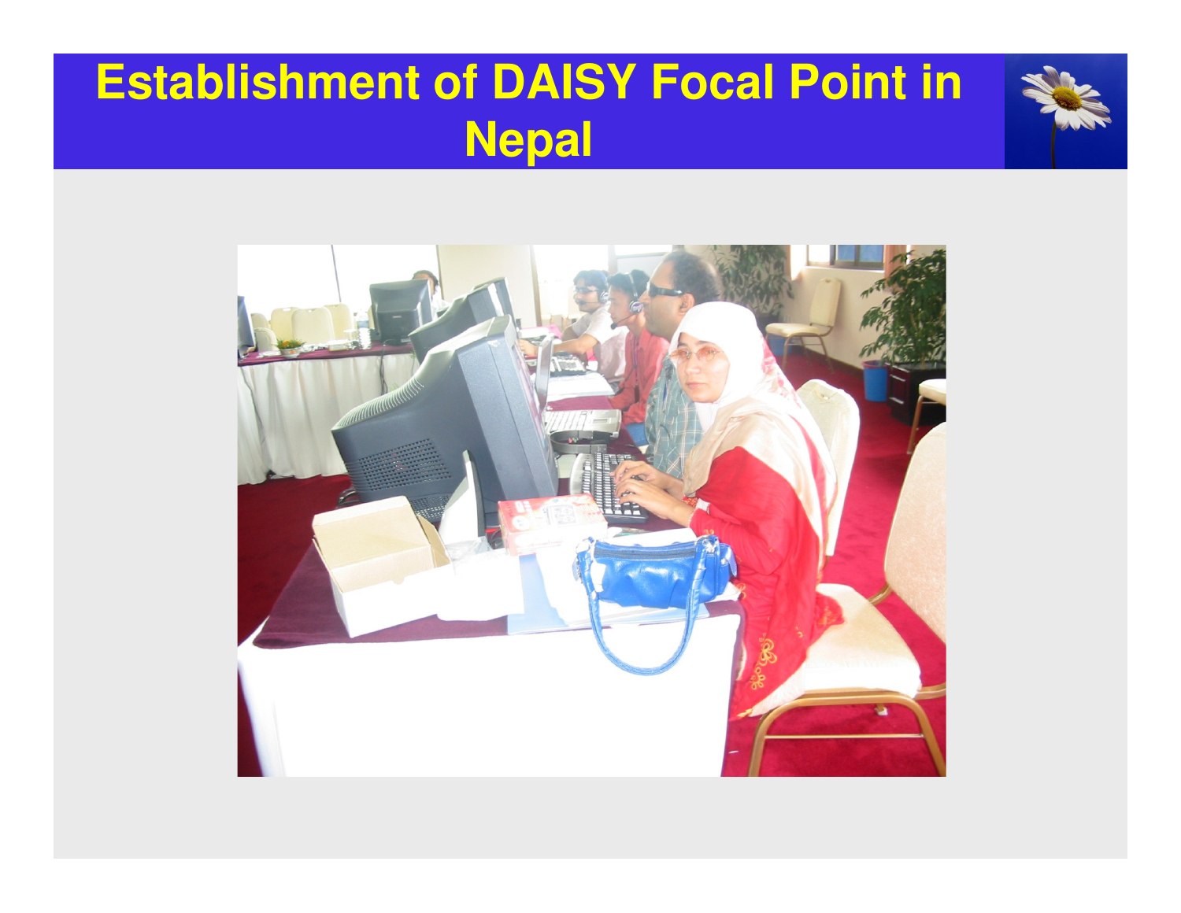# Establishment of DAISY Focal Point in Nepal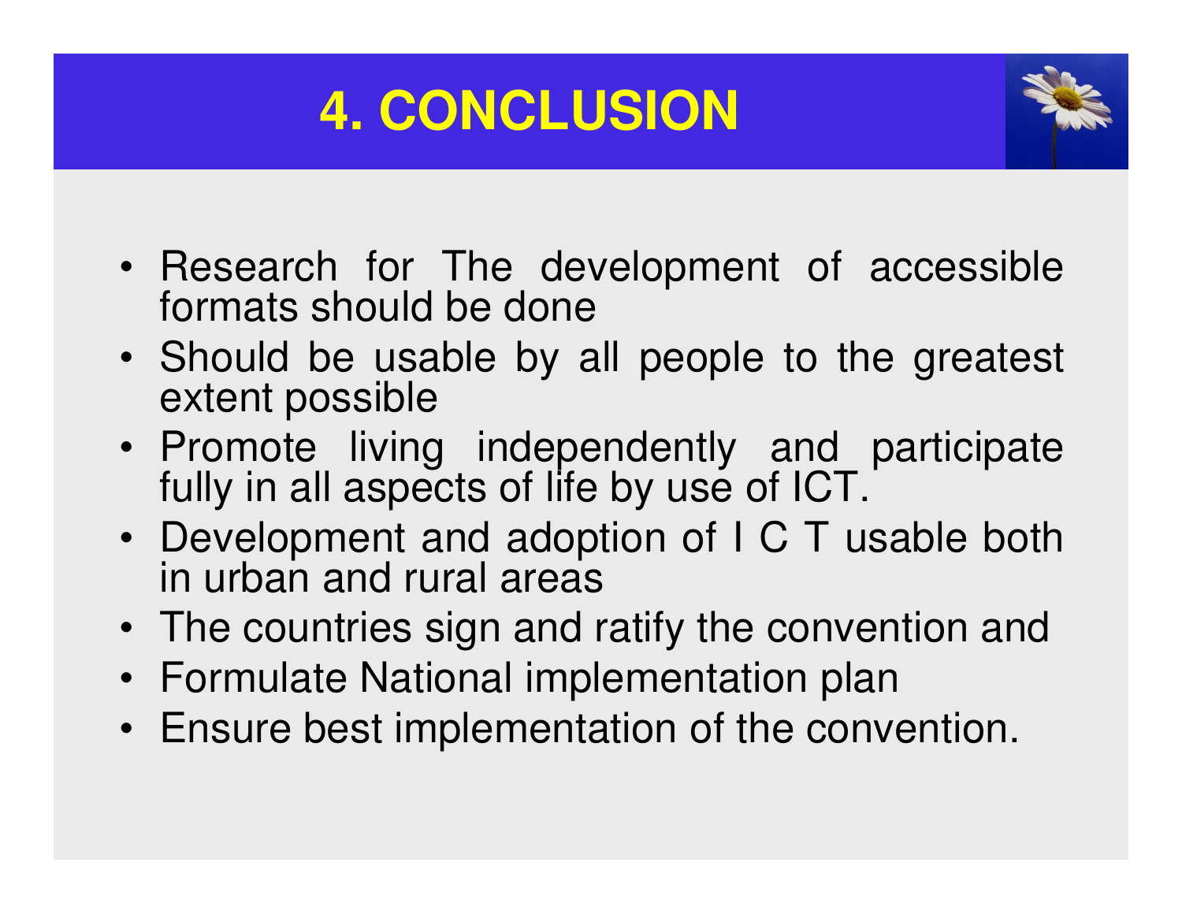# 4. CONCLUSION

- Research for The development of accessible formats should be done
- Should be usable by all people to the greatest extent possible
- Promote living independently and participate fully in all aspects of life by use of ICT.
- Development and adoption of I C T usable both in urban and rural areas
- The countries sign and ratify the convention and
- Formulate National implementation plan
- Ensure best implementation of the convention.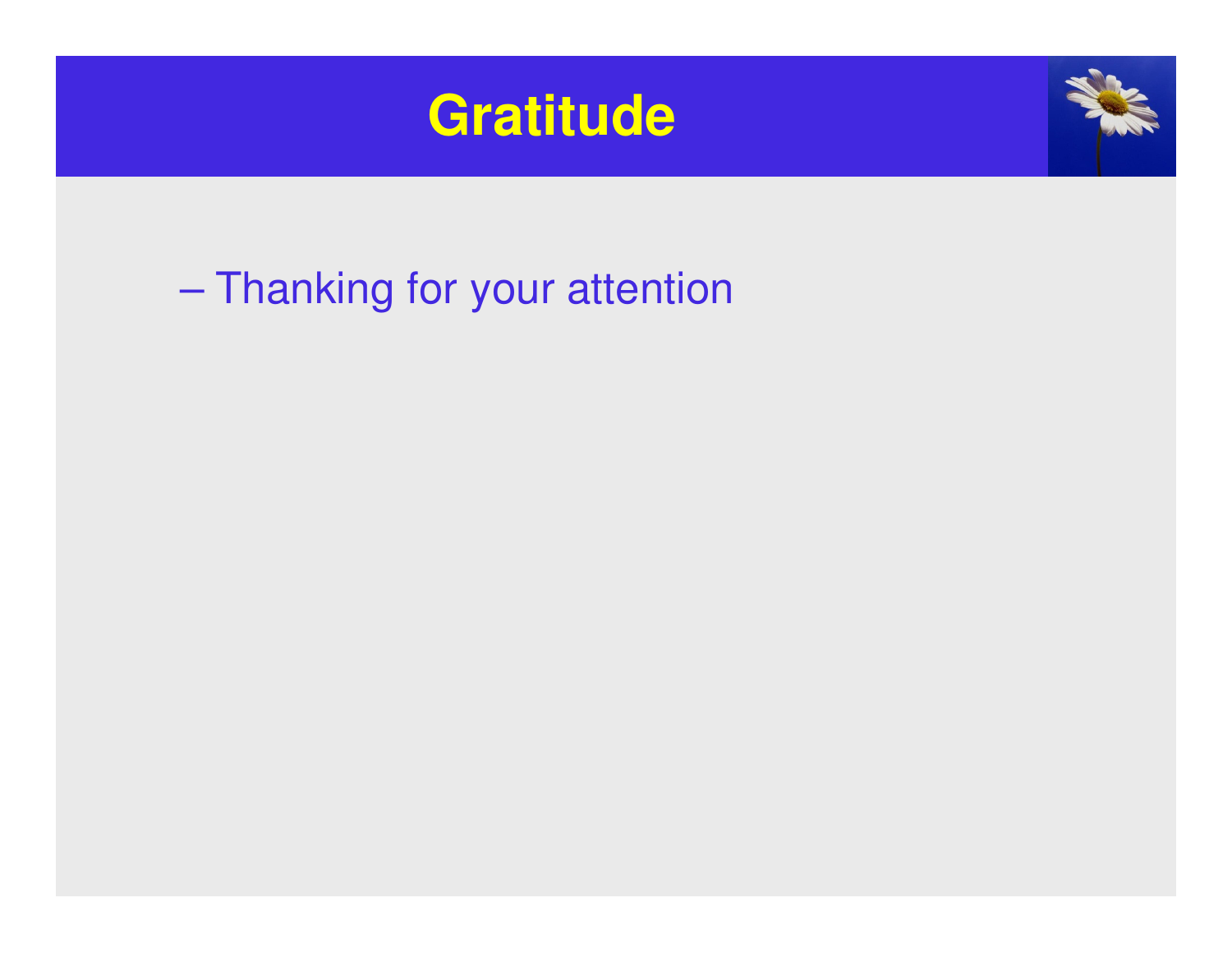# Gratitude

– Thanking for your attention